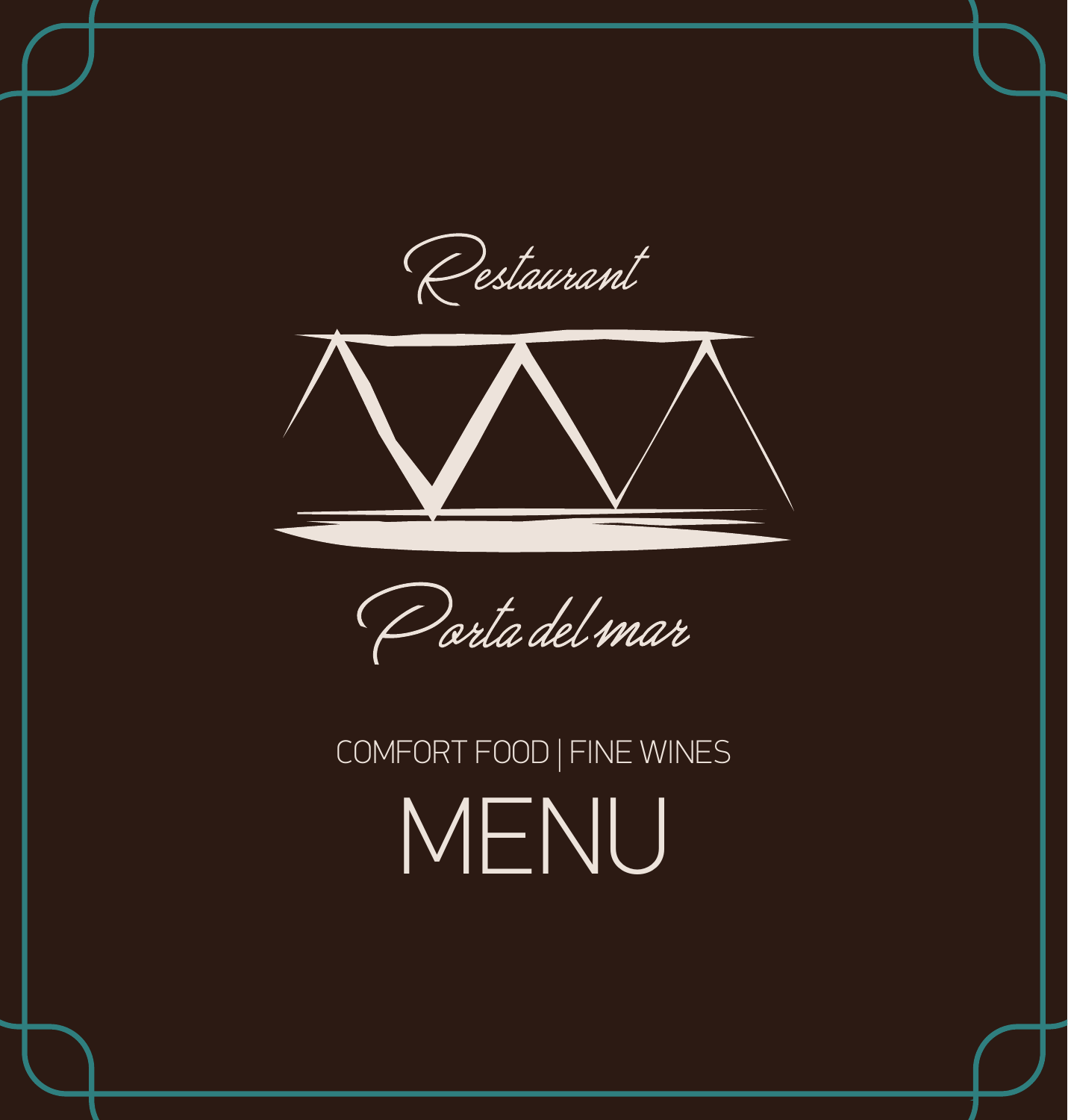Restaurant

# Porta del mar

COMFORT FOOD | FINE WINES

# MENU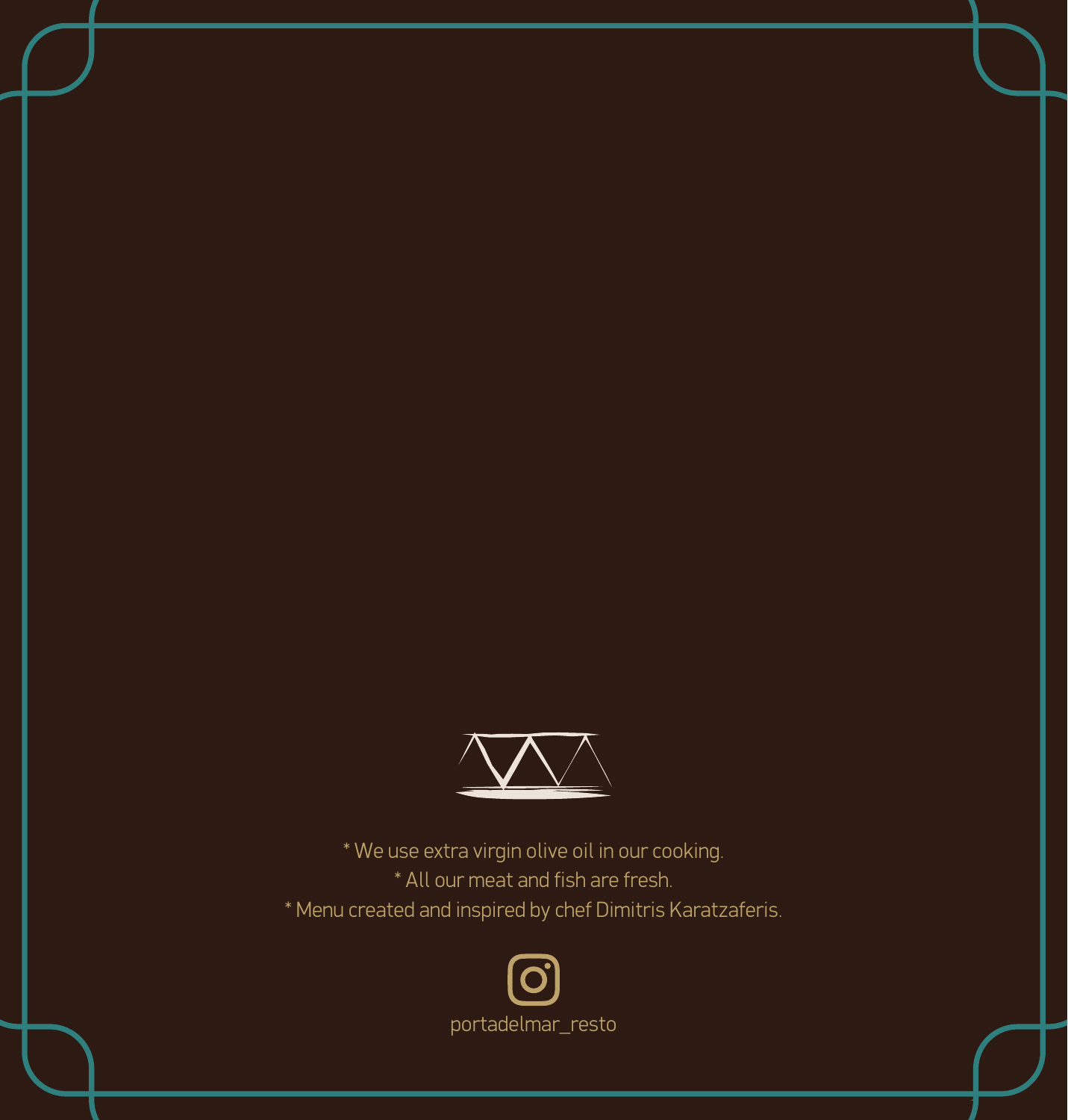* We use extra virgin olive oil in our cooking.
* All our meat and fish are fresh.
* Menu created and inspired by chef Dimitris Karatzaferis.

portadelmar_resto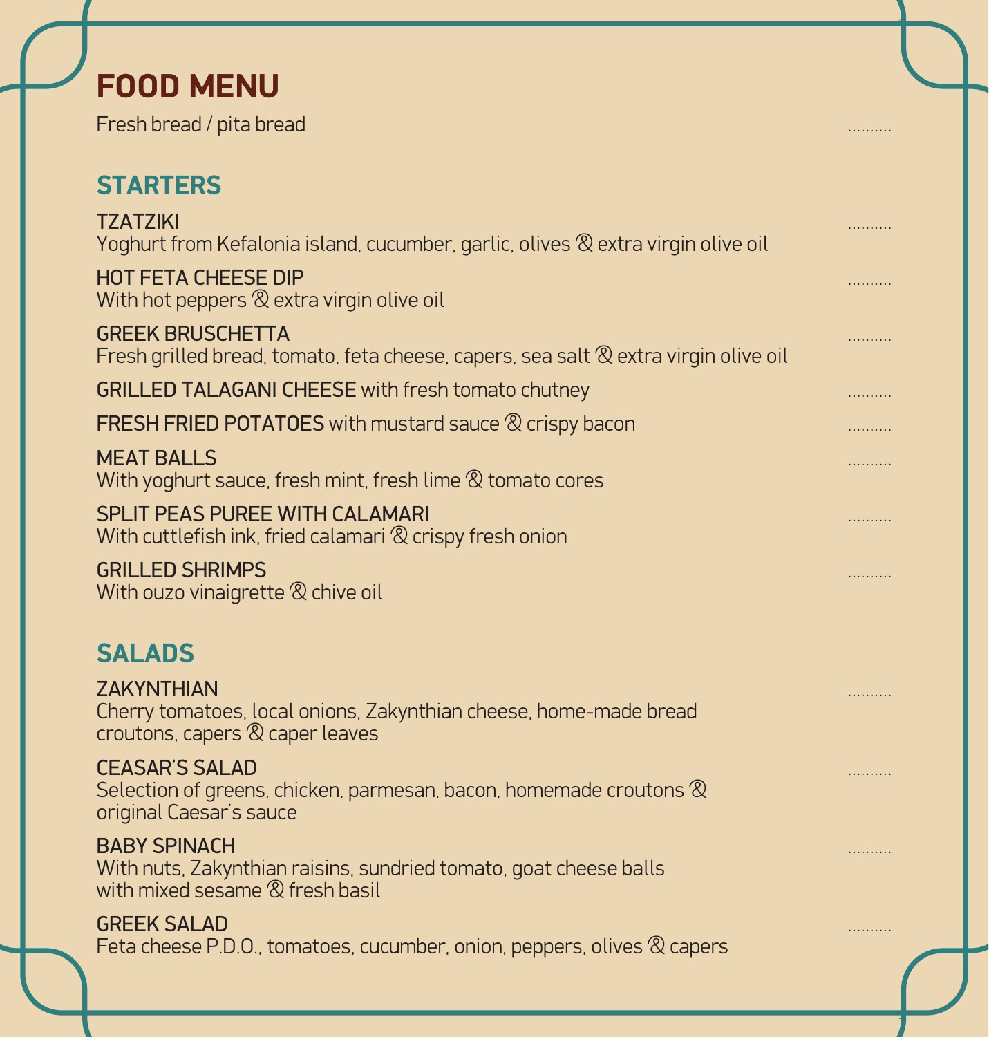# FOOD MENU

Fresh bread / pita bread ..........

## STARTERS

**TZATZIKI** ..........
Yoghurt from Kefalonia island, cucumber, garlic, olives & extra virgin olive oil

**HOT FETA CHEESE DIP** ..........
With hot peppers & extra virgin olive oil

**GREEK BRUSCHETTA** ..........
Fresh grilled bread, tomato, feta cheese, capers, sea salt & extra virgin olive oil

**GRILLED TALAGANI CHEESE** with fresh tomato chutney ..........

**FRESH FRIED POTATOES** with mustard sauce & crispy bacon ..........

**MEAT BALLS** ..........
With yoghurt sauce, fresh mint, fresh lime & tomato cores

**SPLIT PEAS PUREE WITH CALAMARI** ..........
With cuttlefish ink, fried calamari & crispy fresh onion

**GRILLED SHRIMPS** ..........
With ouzo vinaigrette & chive oil

## SALADS

**ZAKYNTHIAN** ..........
Cherry tomatoes, local onions, Zakynthian cheese, home-made bread croutons, capers & caper leaves

**CEASAR'S SALAD** ..........
Selection of greens, chicken, parmesan, bacon, homemade croutons & original Caesar's sauce

**BABY SPINACH** ..........
With nuts, Zakynthian raisins, sundried tomato, goat cheese balls with mixed sesame & fresh basil

**GREEK SALAD** ..........
Feta cheese P.D.O., tomatoes, cucumber, onion, peppers, olives & capers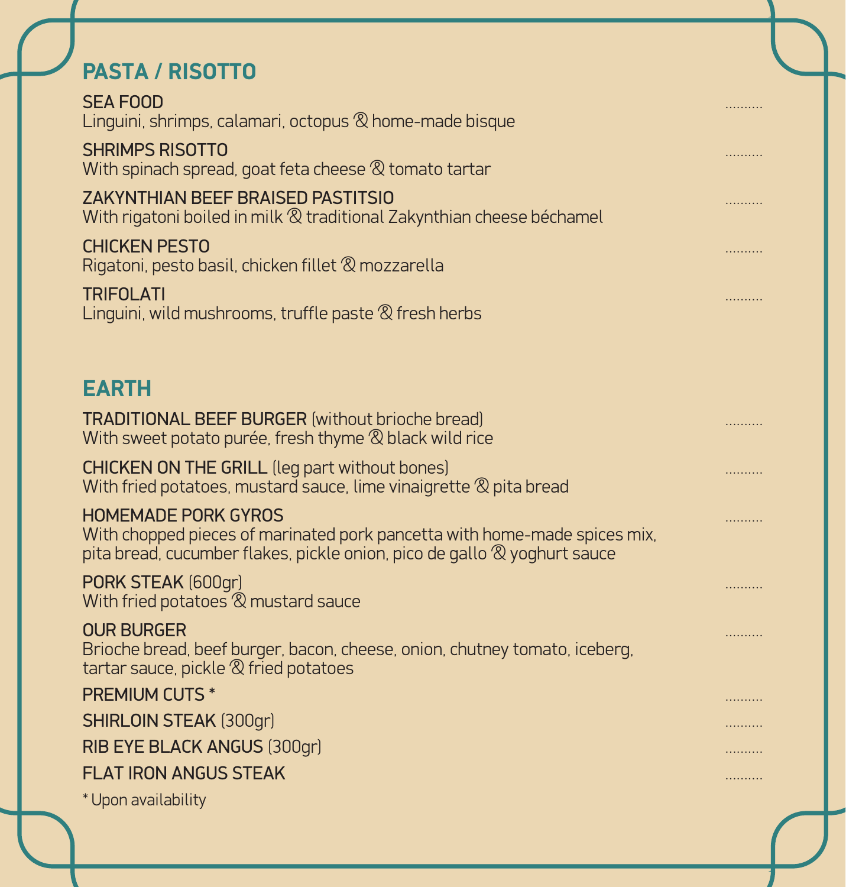## PASTA / RISOTTO

**SEA FOOD** ..........
Linguini, shrimps, calamari, octopus & home-made bisque

**SHRIMPS RISOTTO** ..........
With spinach spread, goat feta cheese & tomato tartar

**ZAKYNTHIAN BEEF BRAISED PASTITSIO** ..........
With rigatoni boiled in milk & traditional Zakynthian cheese béchamel

**CHICKEN PESTO** ..........
Rigatoni, pesto basil, chicken fillet & mozzarella

**TRIFOLATI** ..........
Linguini, wild mushrooms, truffle paste & fresh herbs

## EARTH

**TRADITIONAL BEEF BURGER** (without brioche bread) ..........
With sweet potato purée, fresh thyme & black wild rice

**CHICKEN ON THE GRILL** (leg part without bones) ..........
With fried potatoes, mustard sauce, lime vinaigrette & pita bread

**HOMEMADE PORK GYROS** ..........
With chopped pieces of marinated pork pancetta with home-made spices mix, pita bread, cucumber flakes, pickle onion, pico de gallo & yoghurt sauce

**PORK STEAK** (600gr) ..........
With fried potatoes & mustard sauce

**OUR BURGER** ..........
Brioche bread, beef burger, bacon, cheese, onion, chutney tomato, iceberg, tartar sauce, pickle & fried potatoes

**PREMIUM CUTS *** ..........

**SHIRLOIN STEAK** (300gr) ..........

**RIB EYE BLACK ANGUS** (300gr) ..........

**FLAT IRON ANGUS STEAK** ..........

* Upon availability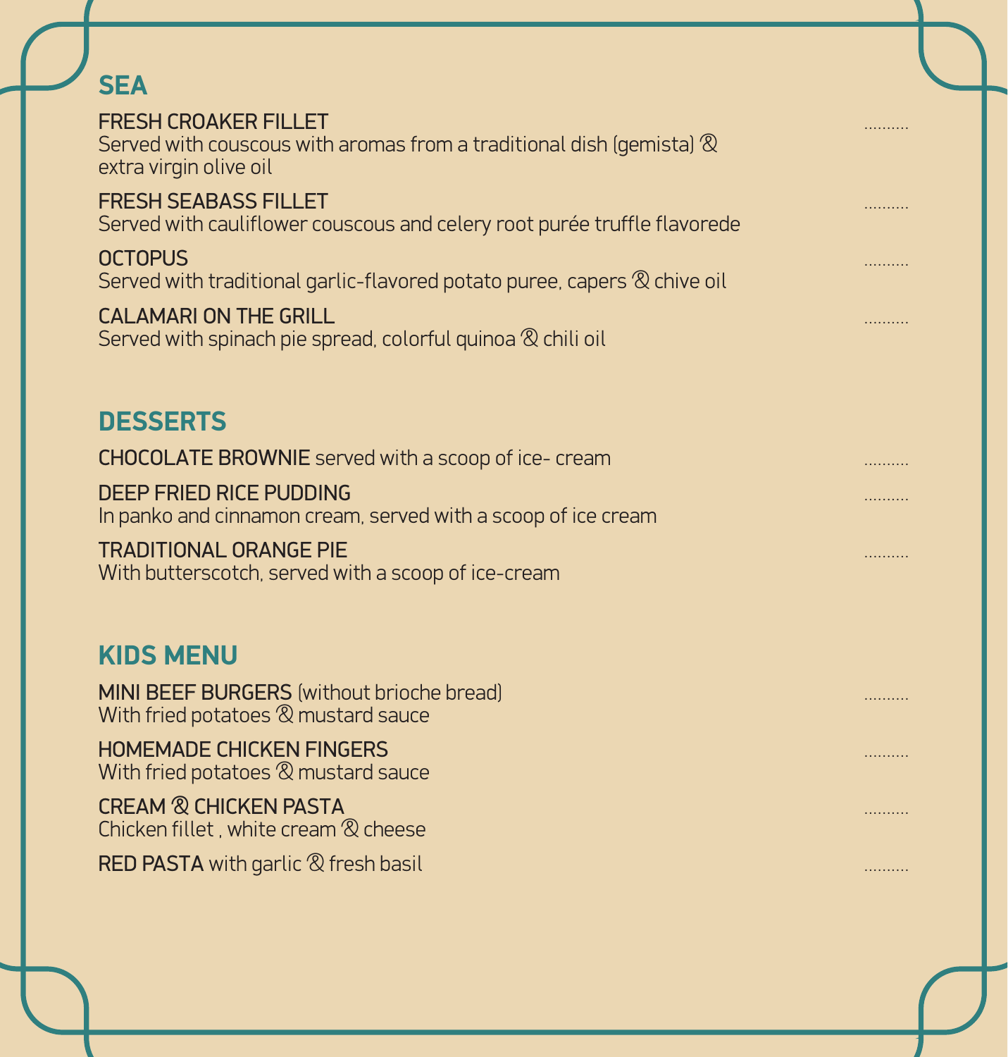## SEA

**FRESH CROAKER FILLET** ..........
Served with couscous with aromas from a traditional dish (gemista) & extra virgin olive oil

**FRESH SEABASS FILLET** ..........
Served with cauliflower couscous and celery root purée truffle flavorede

**OCTOPUS** ..........
Served with traditional garlic-flavored potato puree, capers & chive oil

**CALAMARI ON THE GRILL** ..........
Served with spinach pie spread, colorful quinoa & chili oil

## DESSERTS

**CHOCOLATE BROWNIE** served with a scoop of ice- cream ..........

**DEEP FRIED RICE PUDDING** ..........
In panko and cinnamon cream, served with a scoop of ice cream

**TRADITIONAL ORANGE PIE** ..........
With butterscotch, served with a scoop of ice-cream

## KIDS MENU

**MINI BEEF BURGERS** (without brioche bread) ..........
With fried potatoes & mustard sauce

**HOMEMADE CHICKEN FINGERS** ..........
With fried potatoes & mustard sauce

**CREAM & CHICKEN PASTA** ..........
Chicken fillet , white cream & cheese

**RED PASTA** with garlic & fresh basil ..........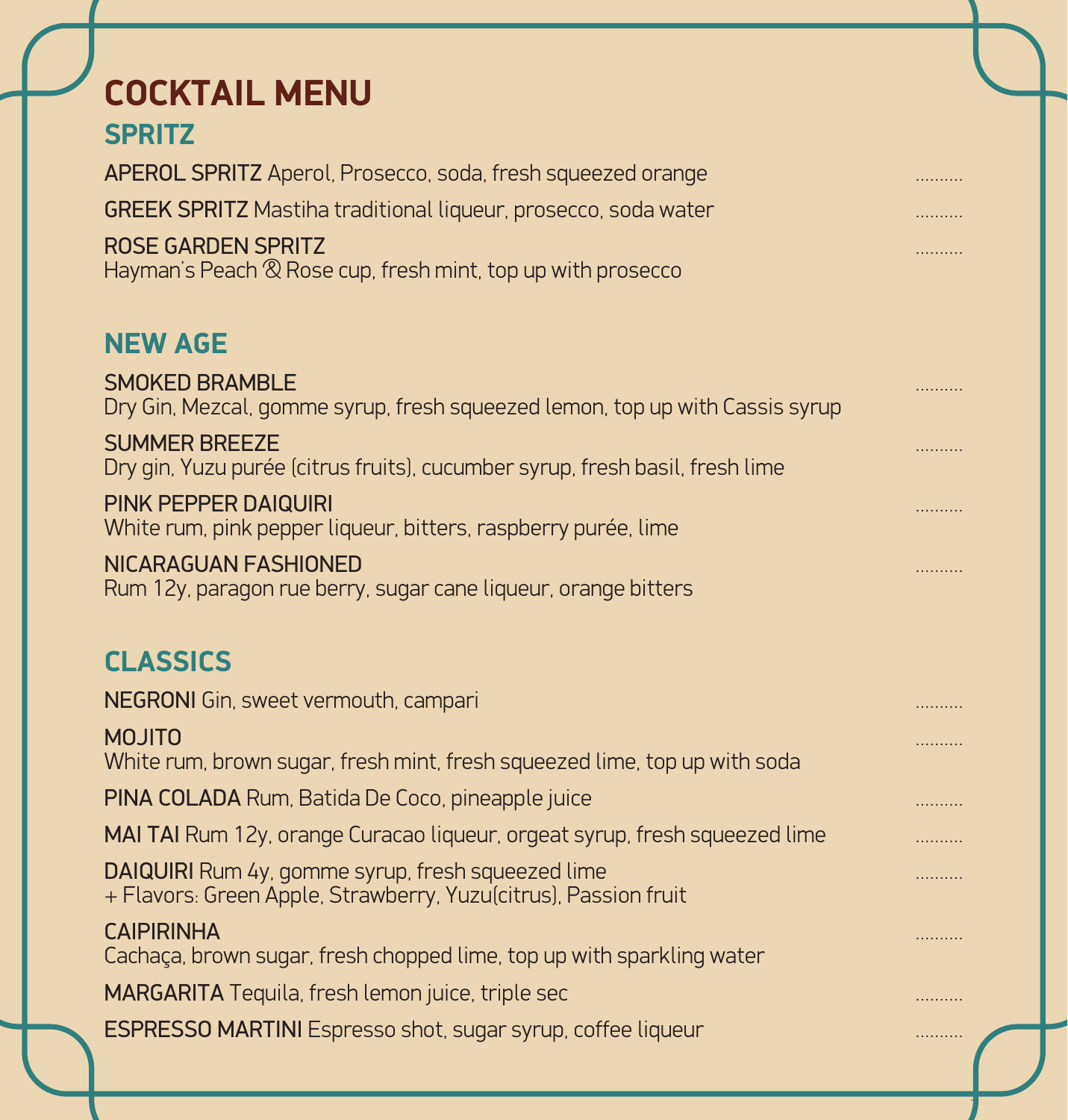# COCKTAIL MENU

## SPRITZ

**APEROL SPRITZ** Aperol, Prosecco, soda, fresh squeezed orange ..........

**GREEK SPRITZ** Mastiha traditional liqueur, prosecco, soda water ..........

**ROSE GARDEN SPRITZ** ..........
Hayman's Peach & Rose cup, fresh mint, top up with prosecco

## NEW AGE

**SMOKED BRAMBLE** ..........
Dry Gin, Mezcal, gomme syrup, fresh squeezed lemon, top up with Cassis syrup

**SUMMER BREEZE** ..........
Dry gin, Yuzu purée (citrus fruits), cucumber syrup, fresh basil, fresh lime

**PINK PEPPER DAIQUIRI** ..........
White rum, pink pepper liqueur, bitters, raspberry purée, lime

**NICARAGUAN FASHIONED** ..........
Rum 12y, paragon rue berry, sugar cane liqueur, orange bitters

## CLASSICS

**NEGRONI** Gin, sweet vermouth, campari ..........

**MOJITO** ..........
White rum, brown sugar, fresh mint, fresh squeezed lime, top up with soda

**PINA COLADA** Rum, Batida De Coco, pineapple juice ..........

**MAI TAI** Rum 12y, orange Curacao liqueur, orgeat syrup, fresh squeezed lime ..........

**DAIQUIRI** Rum 4y, gomme syrup, fresh squeezed lime ..........
+ Flavors: Green Apple, Strawberry, Yuzu(citrus), Passion fruit

**CAIPIRINHA** ..........
Cachaça, brown sugar, fresh chopped lime, top up with sparkling water

**MARGARITA** Tequila, fresh lemon juice, triple sec ..........

**ESPRESSO MARTINI** Espresso shot, sugar syrup, coffee liqueur ..........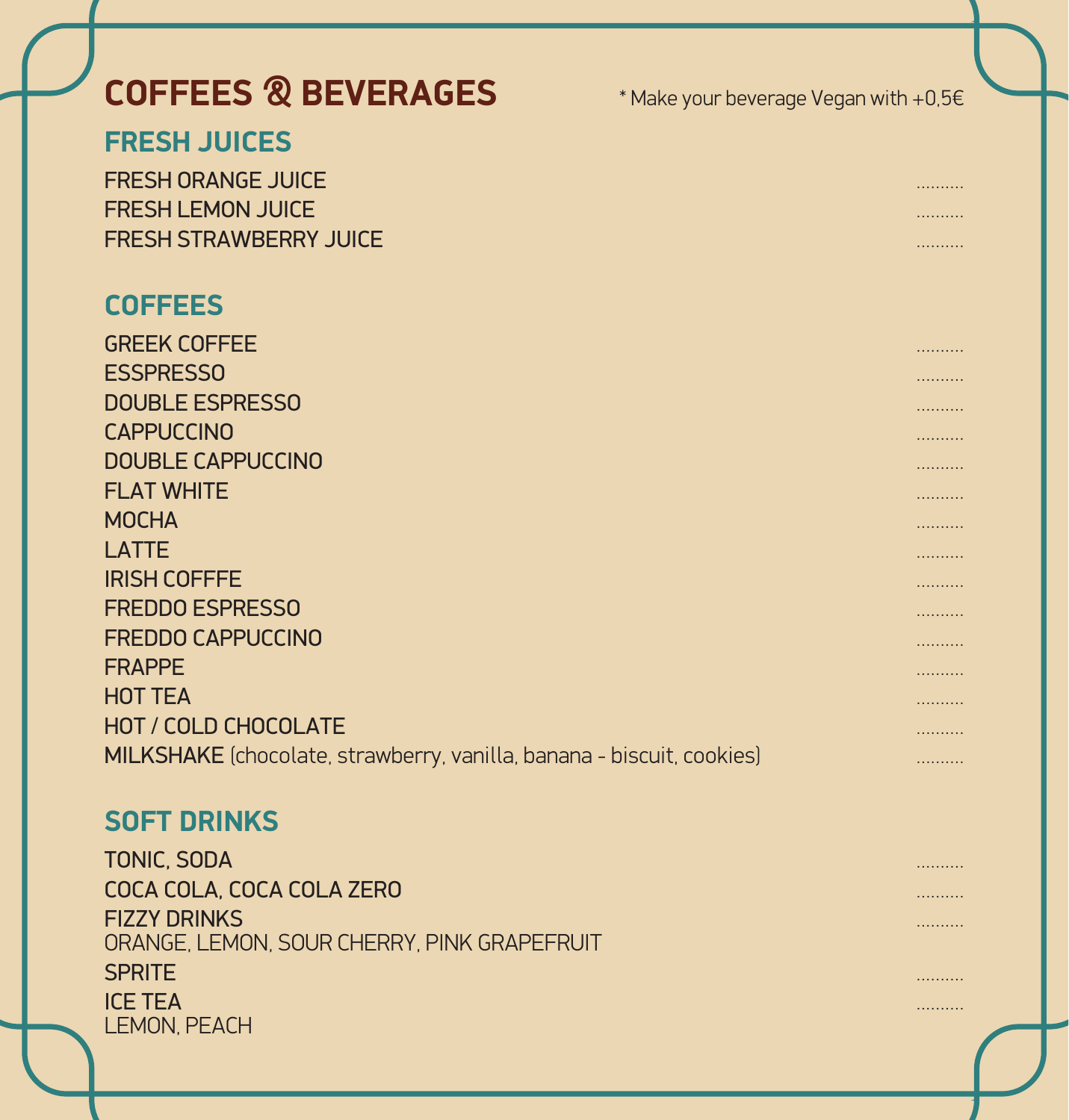# COFFEES & BEVERAGES

* Make your beverage Vegan with +0,5€

## FRESH JUICES

FRESH ORANGE JUICE ..........
FRESH LEMON JUICE ..........
FRESH STRAWBERRY JUICE ..........

## COFFEES

GREEK COFFEE ..........
ESSPRESSO ..........
DOUBLE ESPRESSO ..........
CAPPUCCINO ..........
DOUBLE CAPPUCCINO ..........
FLAT WHITE ..........
MOCHA ..........
LATTE ..........
IRISH COFFFE ..........
FREDDO ESPRESSO ..........
FREDDO CAPPUCCINO ..........
FRAPPE ..........
HOT TEA ..........
HOT / COLD CHOCOLATE ..........
**MILKSHAKE** (chocolate, strawberry, vanilla, banana - biscuit, cookies) ..........

## SOFT DRINKS

TONIC, SODA ..........
COCA COLA, COCA COLA ZERO ..........
FIZZY DRINKS ..........
ORANGE, LEMON, SOUR CHERRY, PINK GRAPEFRUIT
SPRITE ..........
ICE TEA ..........
LEMON, PEACH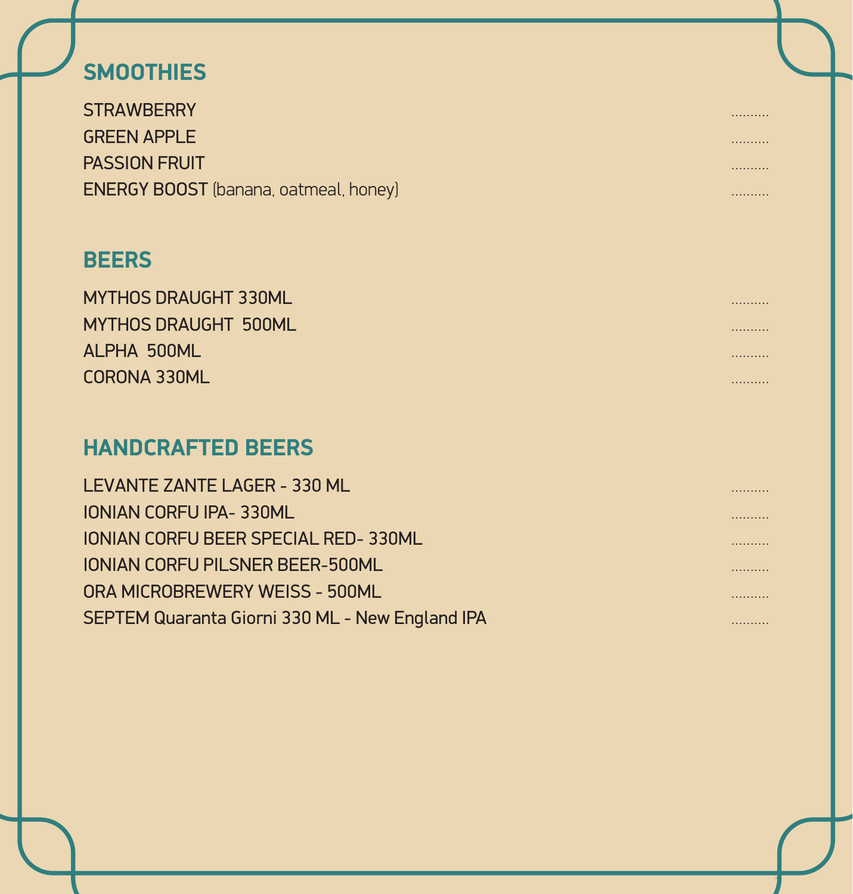## SMOOTHIES

STRAWBERRY ..........

GREEN APPLE ..........

PASSION FRUIT ..........

ENERGY BOOST (banana, oatmeal, honey) ..........

## BEERS

MYTHOS DRAUGHT 330ML ..........

MYTHOS DRAUGHT 500ML ..........

ALPHA 500ML ..........

CORONA 330ML ..........

## HANDCRAFTED BEERS

LEVANTE ZANTE LAGER - 330 ML ..........

IONIAN CORFU IPA- 330ML ..........

IONIAN CORFU BEER SPECIAL RED- 330ML ..........

IONIAN CORFU PILSNER BEER-500ML ..........

ORA MICROBREWERY WEISS - 500ML ..........

SEPTEM Quaranta Giorni 330 ML - New England IPA ..........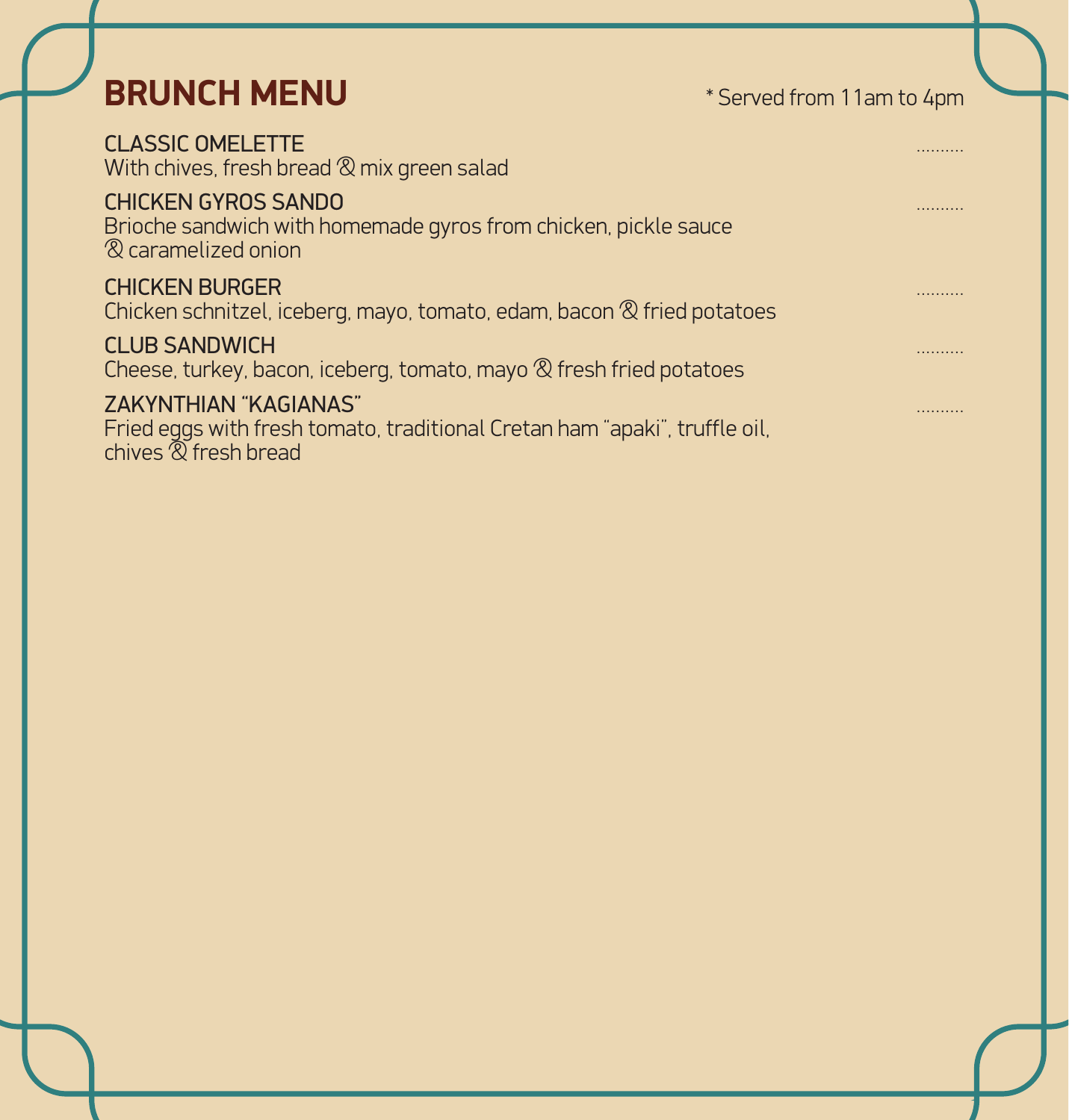# BRUNCH MENU

\* Served from 11am to 4pm

**CLASSIC OMELETTE** ..........
With chives, fresh bread & mix green salad

**CHICKEN GYROS SANDO** ..........
Brioche sandwich with homemade gyros from chicken, pickle sauce & caramelized onion

**CHICKEN BURGER** ..........
Chicken schnitzel, iceberg, mayo, tomato, edam, bacon & fried potatoes

**CLUB SANDWICH** ..........
Cheese, turkey, bacon, iceberg, tomato, mayo & fresh fried potatoes

**ZAKYNTHIAN "KAGIANAS"** ..........
Fried eggs with fresh tomato, traditional Cretan ham "apaki", truffle oil, chives & fresh bread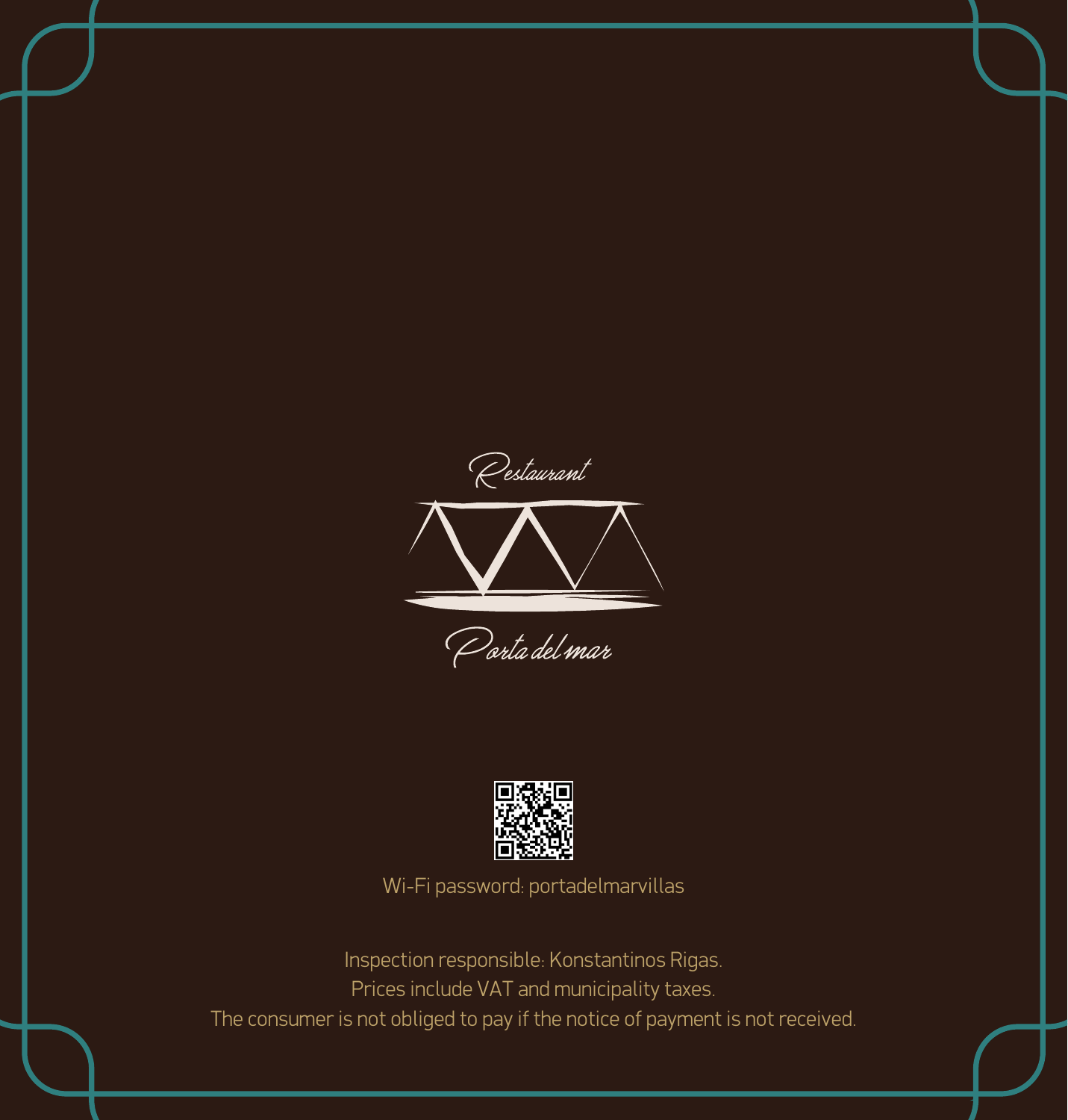Restaurant

Porta del mar

Wi-Fi password: portadelmarvillas

Inspection responsible: Konstantinos Rigas.
Prices include VAT and municipality taxes.
The consumer is not obliged to pay if the notice of payment is not received.